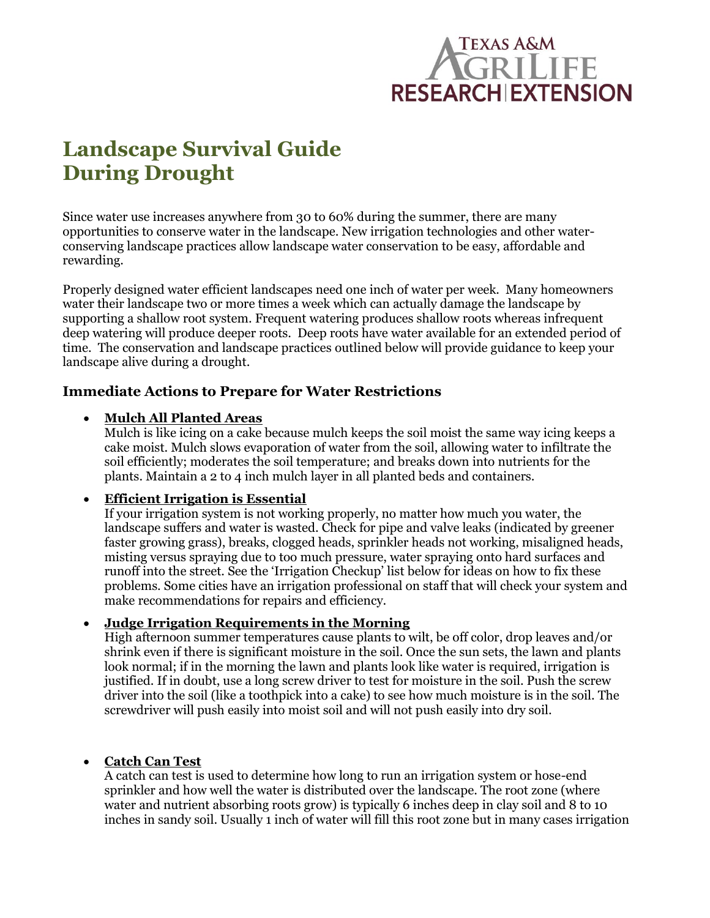Texas A&M AgriLife Research | Extension

# Landscape Survival Guide During Drought

Since water use increases anywhere from 30 to 60% during the summer, there are many opportunities to conserve water in the landscape. New irrigation technologies and other water-conserving landscape practices allow landscape water conservation to be easy, affordable and rewarding.

Properly designed water efficient landscapes need one inch of water per week. Many homeowners water their landscape two or more times a week which can actually damage the landscape by supporting a shallow root system. Frequent watering produces shallow roots whereas infrequent deep watering will produce deeper roots. Deep roots have water available for an extended period of time. The conservation and landscape practices outlined below will provide guidance to keep your landscape alive during a drought.

## Immediate Actions to Prepare for Water Restrictions

- **Mulch All Planted Areas**
  Mulch is like icing on a cake because mulch keeps the soil moist the same way icing keeps a cake moist. Mulch slows evaporation of water from the soil, allowing water to infiltrate the soil efficiently; moderates the soil temperature; and breaks down into nutrients for the plants. Maintain a 2 to 4 inch mulch layer in all planted beds and containers.

- **Efficient Irrigation is Essential**
  If your irrigation system is not working properly, no matter how much you water, the landscape suffers and water is wasted. Check for pipe and valve leaks (indicated by greener faster growing grass), breaks, clogged heads, sprinkler heads not working, misaligned heads, misting versus spraying due to too much pressure, water spraying onto hard surfaces and runoff into the street. See the 'Irrigation Checkup' list below for ideas on how to fix these problems. Some cities have an irrigation professional on staff that will check your system and make recommendations for repairs and efficiency.

- **Judge Irrigation Requirements in the Morning**
  High afternoon summer temperatures cause plants to wilt, be off color, drop leaves and/or shrink even if there is significant moisture in the soil. Once the sun sets, the lawn and plants look normal; if in the morning the lawn and plants look like water is required, irrigation is justified. If in doubt, use a long screw driver to test for moisture in the soil. Push the screw driver into the soil (like a toothpick into a cake) to see how much moisture is in the soil. The screwdriver will push easily into moist soil and will not push easily into dry soil.

- **Catch Can Test**
  A catch can test is used to determine how long to run an irrigation system or hose-end sprinkler and how well the water is distributed over the landscape. The root zone (where water and nutrient absorbing roots grow) is typically 6 inches deep in clay soil and 8 to 10 inches in sandy soil. Usually 1 inch of water will fill this root zone but in many cases irrigation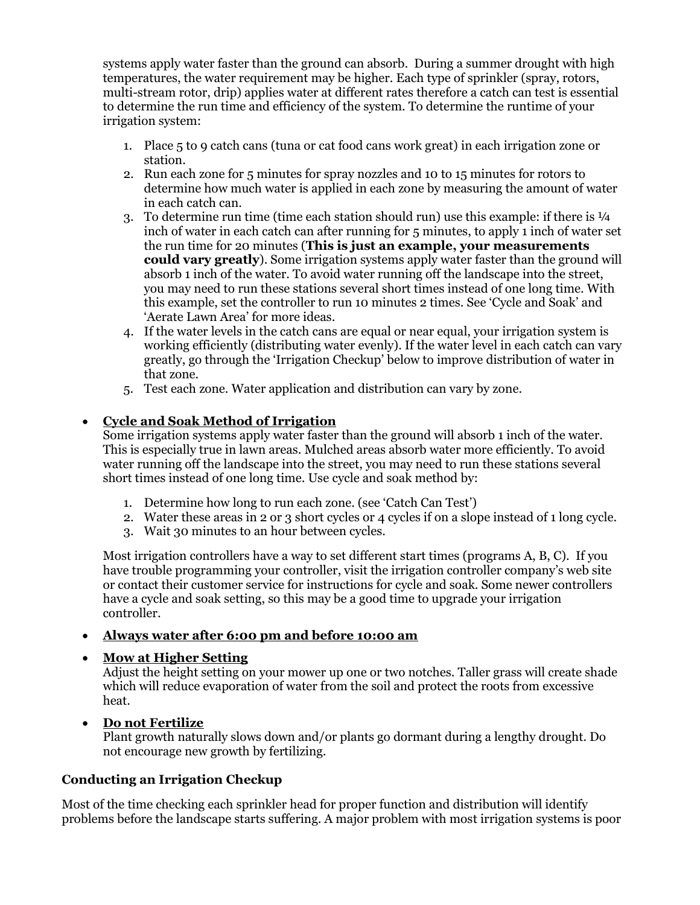systems apply water faster than the ground can absorb. During a summer drought with high temperatures, the water requirement may be higher. Each type of sprinkler (spray, rotors, multi-stream rotor, drip) applies water at different rates therefore a catch can test is essential to determine the run time and efficiency of the system. To determine the runtime of your irrigation system:

1. Place 5 to 9 catch cans (tuna or cat food cans work great) in each irrigation zone or station.
2. Run each zone for 5 minutes for spray nozzles and 10 to 15 minutes for rotors to determine how much water is applied in each zone by measuring the amount of water in each catch can.
3. To determine run time (time each station should run) use this example: if there is ¼ inch of water in each catch can after running for 5 minutes, to apply 1 inch of water set the run time for 20 minutes (**This is just an example, your measurements could vary greatly**). Some irrigation systems apply water faster than the ground will absorb 1 inch of the water. To avoid water running off the landscape into the street, you may need to run these stations several short times instead of one long time. With this example, set the controller to run 10 minutes 2 times. See 'Cycle and Soak' and 'Aerate Lawn Area' for more ideas.
4. If the water levels in the catch cans are equal or near equal, your irrigation system is working efficiently (distributing water evenly). If the water level in each catch can vary greatly, go through the 'Irrigation Checkup' below to improve distribution of water in that zone.
5. Test each zone. Water application and distribution can vary by zone.

- **Cycle and Soak Method of Irrigation**
  Some irrigation systems apply water faster than the ground will absorb 1 inch of the water. This is especially true in lawn areas. Mulched areas absorb water more efficiently. To avoid water running off the landscape into the street, you may need to run these stations several short times instead of one long time. Use cycle and soak method by:

  1. Determine how long to run each zone. (see 'Catch Can Test')
  2. Water these areas in 2 or 3 short cycles or 4 cycles if on a slope instead of 1 long cycle.
  3. Wait 30 minutes to an hour between cycles.

  Most irrigation controllers have a way to set different start times (programs A, B, C). If you have trouble programming your controller, visit the irrigation controller company's web site or contact their customer service for instructions for cycle and soak. Some newer controllers have a cycle and soak setting, so this may be a good time to upgrade your irrigation controller.

- **Always water after 6:00 pm and before 10:00 am**

- **Mow at Higher Setting**
  Adjust the height setting on your mower up one or two notches. Taller grass will create shade which will reduce evaporation of water from the soil and protect the roots from excessive heat.

- **Do not Fertilize**
  Plant growth naturally slows down and/or plants go dormant during a lengthy drought. Do not encourage new growth by fertilizing.

### Conducting an Irrigation Checkup

Most of the time checking each sprinkler head for proper function and distribution will identify problems before the landscape starts suffering. A major problem with most irrigation systems is poor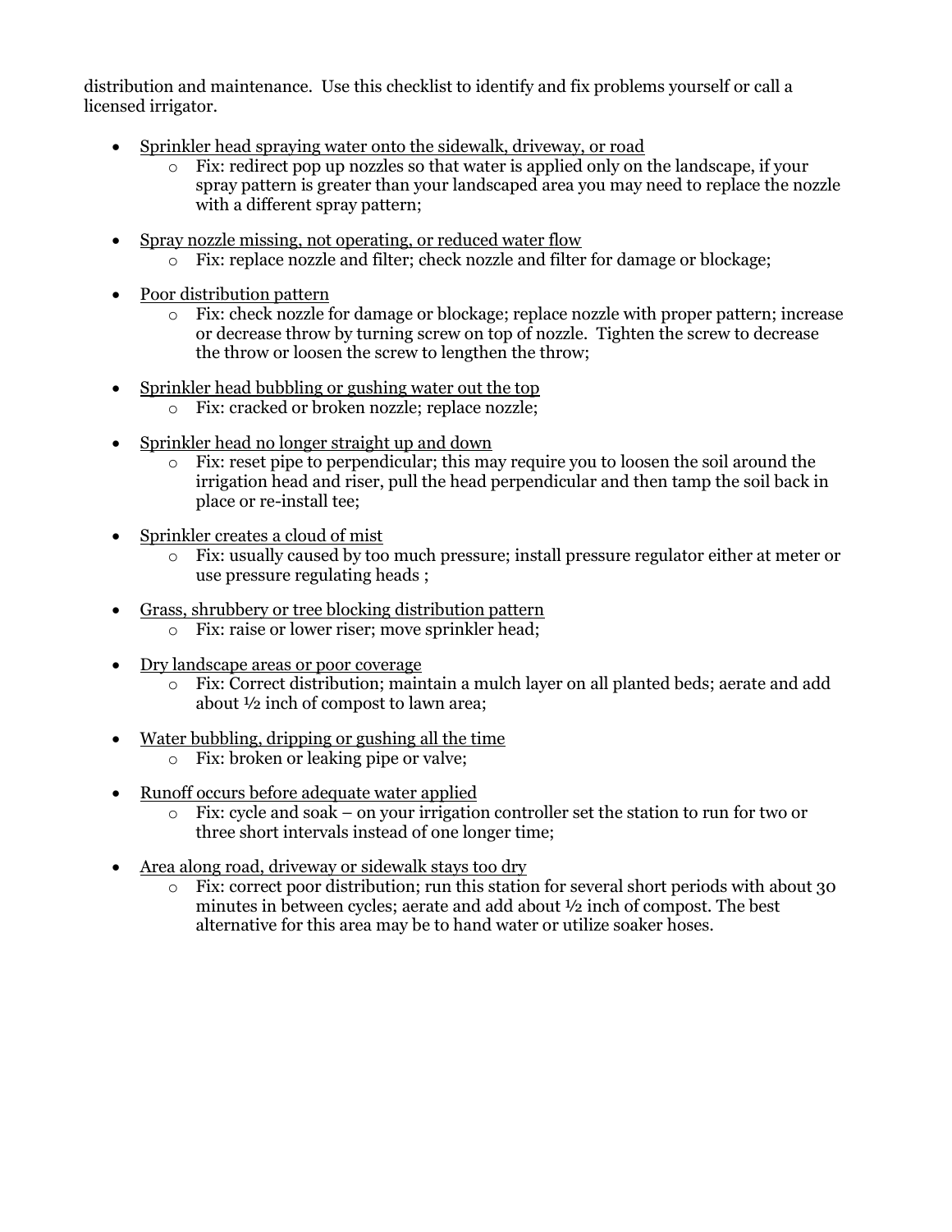distribution and maintenance. Use this checklist to identify and fix problems yourself or call a licensed irrigator.

- <u>Sprinkler head spraying water onto the sidewalk, driveway, or road</u>
  - Fix: redirect pop up nozzles so that water is applied only on the landscape, if your spray pattern is greater than your landscaped area you may need to replace the nozzle with a different spray pattern;

- <u>Spray nozzle missing, not operating, or reduced water flow</u>
  - Fix: replace nozzle and filter; check nozzle and filter for damage or blockage;

- <u>Poor distribution pattern</u>
  - Fix: check nozzle for damage or blockage; replace nozzle with proper pattern; increase or decrease throw by turning screw on top of nozzle. Tighten the screw to decrease the throw or loosen the screw to lengthen the throw;

- <u>Sprinkler head bubbling or gushing water out the top</u>
  - Fix: cracked or broken nozzle; replace nozzle;

- <u>Sprinkler head no longer straight up and down</u>
  - Fix: reset pipe to perpendicular; this may require you to loosen the soil around the irrigation head and riser, pull the head perpendicular and then tamp the soil back in place or re-install tee;

- <u>Sprinkler creates a cloud of mist</u>
  - Fix: usually caused by too much pressure; install pressure regulator either at meter or use pressure regulating heads ;

- <u>Grass, shrubbery or tree blocking distribution pattern</u>
  - Fix: raise or lower riser; move sprinkler head;

- <u>Dry landscape areas or poor coverage</u>
  - Fix: Correct distribution; maintain a mulch layer on all planted beds; aerate and add about ½ inch of compost to lawn area;

- <u>Water bubbling, dripping or gushing all the time</u>
  - Fix: broken or leaking pipe or valve;

- <u>Runoff occurs before adequate water applied</u>
  - Fix: cycle and soak – on your irrigation controller set the station to run for two or three short intervals instead of one longer time;

- <u>Area along road, driveway or sidewalk stays too dry</u>
  - Fix: correct poor distribution; run this station for several short periods with about 30 minutes in between cycles; aerate and add about ½ inch of compost. The best alternative for this area may be to hand water or utilize soaker hoses.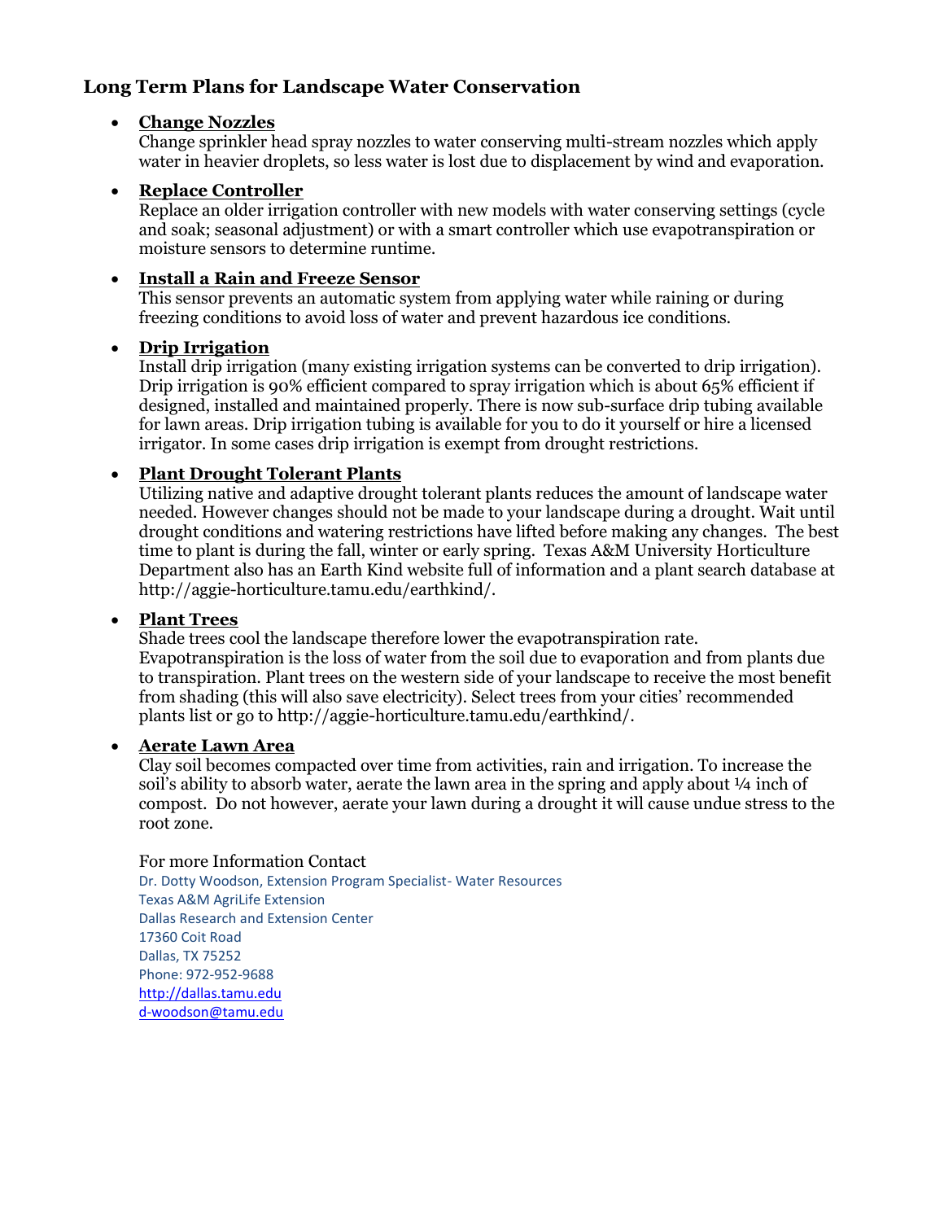## Long Term Plans for Landscape Water Conservation

- **Change Nozzles**
  Change sprinkler head spray nozzles to water conserving multi-stream nozzles which apply water in heavier droplets, so less water is lost due to displacement by wind and evaporation.

- **Replace Controller**
  Replace an older irrigation controller with new models with water conserving settings (cycle and soak; seasonal adjustment) or with a smart controller which use evapotranspiration or moisture sensors to determine runtime.

- **Install a Rain and Freeze Sensor**
  This sensor prevents an automatic system from applying water while raining or during freezing conditions to avoid loss of water and prevent hazardous ice conditions.

- **Drip Irrigation**
  Install drip irrigation (many existing irrigation systems can be converted to drip irrigation). Drip irrigation is 90% efficient compared to spray irrigation which is about 65% efficient if designed, installed and maintained properly. There is now sub-surface drip tubing available for lawn areas. Drip irrigation tubing is available for you to do it yourself or hire a licensed irrigator. In some cases drip irrigation is exempt from drought restrictions.

- **Plant Drought Tolerant Plants**
  Utilizing native and adaptive drought tolerant plants reduces the amount of landscape water needed. However changes should not be made to your landscape during a drought. Wait until drought conditions and watering restrictions have lifted before making any changes. The best time to plant is during the fall, winter or early spring. Texas A&M University Horticulture Department also has an Earth Kind website full of information and a plant search database at http://aggie-horticulture.tamu.edu/earthkind/.

- **Plant Trees**
  Shade trees cool the landscape therefore lower the evapotranspiration rate. Evapotranspiration is the loss of water from the soil due to evaporation and from plants due to transpiration. Plant trees on the western side of your landscape to receive the most benefit from shading (this will also save electricity). Select trees from your cities' recommended plants list or go to http://aggie-horticulture.tamu.edu/earthkind/.

- **Aerate Lawn Area**
  Clay soil becomes compacted over time from activities, rain and irrigation. To increase the soil's ability to absorb water, aerate the lawn area in the spring and apply about ¼ inch of compost. Do not however, aerate your lawn during a drought it will cause undue stress to the root zone.

For more Information Contact
Dr. Dotty Woodson, Extension Program Specialist- Water Resources
Texas A&M AgriLife Extension
Dallas Research and Extension Center
17360 Coit Road
Dallas, TX 75252
Phone: 972-952-9688
http://dallas.tamu.edu
d-woodson@tamu.edu